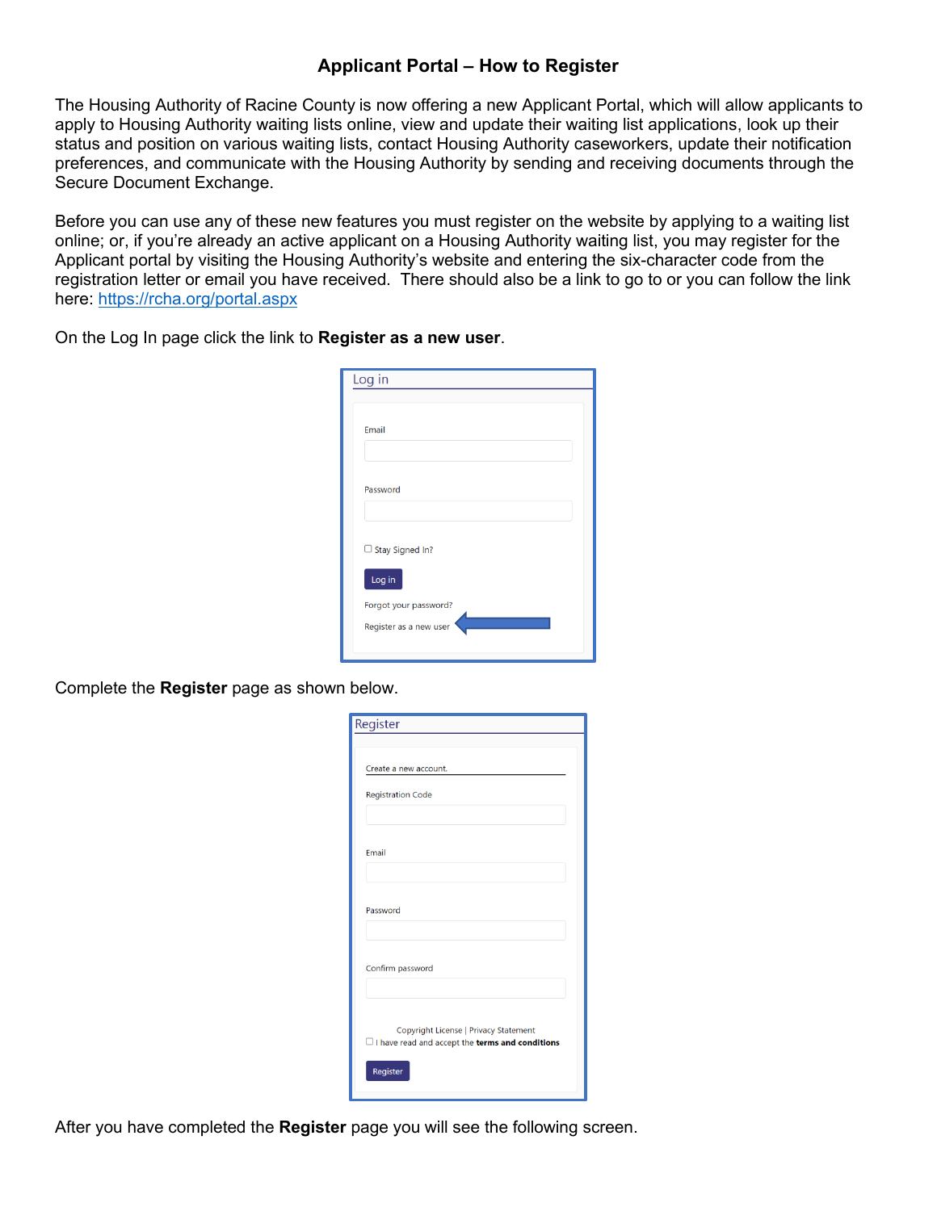# Applicant Portal – How to Register

The Housing Authority of Racine County is now offering a new Applicant Portal, which will allow applicants to apply to Housing Authority waiting lists online, view and update their waiting list applications, look up their status and position on various waiting lists, contact Housing Authority caseworkers, update their notification preferences, and communicate with the Housing Authority by sending and receiving documents through the Secure Document Exchange.

Before you can use any of these new features you must register on the website by applying to a waiting list online; or, if you're already an active applicant on a Housing Authority waiting list, you may register for the Applicant portal by visiting the Housing Authority's website and entering the six-character code from the registration letter or email you have received. There should also be a link to go to or you can follow the link here: [https://rcha.org/portal.aspx](https://rcha.org/portal.aspx)

On the Log In page click the link to **Register as a new user**.

Log in

Email

Password

Stay Signed In?

Log in

Forgot your password?

Register as a new user

Complete the **Register** page as shown below.

Register

Create a new account.

Registration Code

Email

Password

Confirm password

Copyright License | Privacy Statement

I have read and accept the **terms and conditions**

Register

After you have completed the **Register** page you will see the following screen.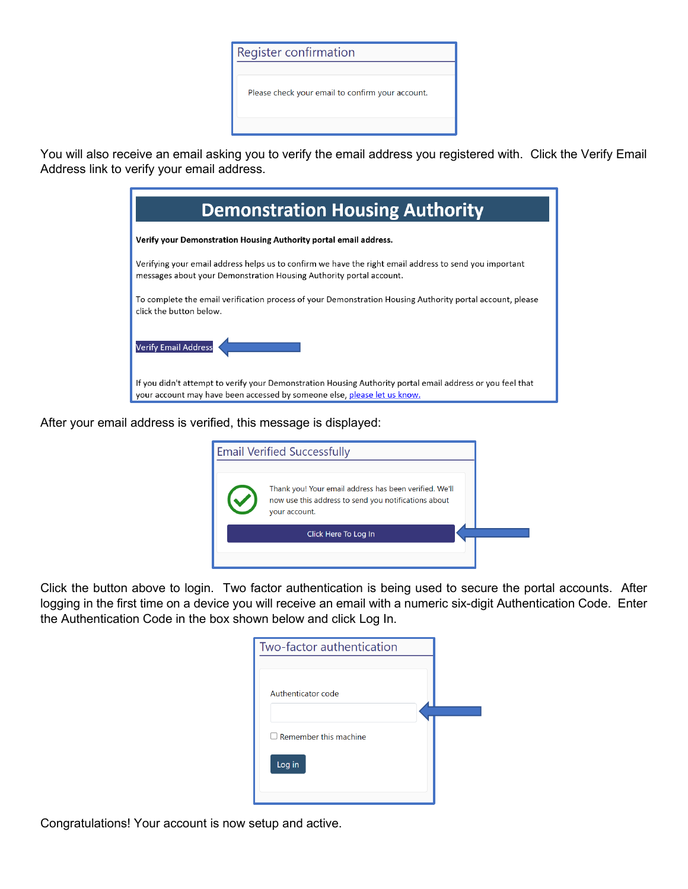Register confirmation

Please check your email to confirm your account.

You will also receive an email asking you to verify the email address you registered with. Click the Verify Email Address link to verify your email address.

**Demonstration Housing Authority**

**Verify your Demonstration Housing Authority portal email address.**

Verifying your email address helps us to confirm we have the right email address to send you important messages about your Demonstration Housing Authority portal account.

To complete the email verification process of your Demonstration Housing Authority portal account, please click the button below.

Verify Email Address

If you didn't attempt to verify your Demonstration Housing Authority portal email address or you feel that your account may have been accessed by someone else, please let us know.

After your email address is verified, this message is displayed:

Email Verified Successfully

Thank you! Your email address has been verified. We'll now use this address to send you notifications about your account.

Click Here To Log In

Click the button above to login. Two factor authentication is being used to secure the portal accounts. After logging in the first time on a device you will receive an email with a numeric six-digit Authentication Code. Enter the Authentication Code in the box shown below and click Log In.

Two-factor authentication

Authenticator code

Remember this machine

Log in

Congratulations! Your account is now setup and active.